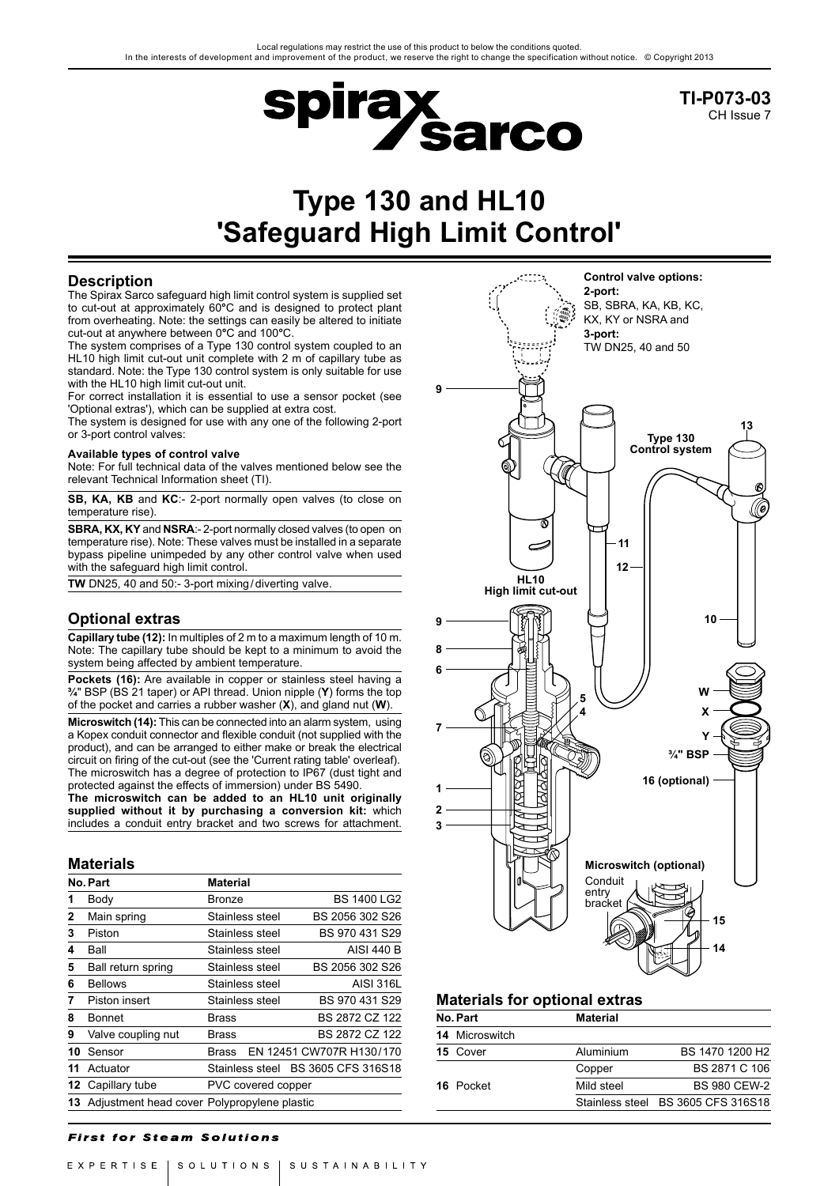Local regulations may restrict the use of this product to below the conditions quoted.
In the interests of development and improvement of the product, we reserve the right to change the specification without notice. © Copyright 2013

**TI-P073-03**
CH Issue 7

# Type 130 and HL10 'Safeguard High Limit Control'

## Description

The Spirax Sarco safeguard high limit control system is supplied set to cut-out at approximately 60°C and is designed to protect plant from overheating. Note: the settings can easily be altered to initiate cut-out at anywhere between 0°C and 100°C.

The system comprises of a Type 130 control system coupled to an HL10 high limit cut-out unit complete with 2 m of capillary tube as standard. Note: the Type 130 control system is only suitable for use with the HL10 high limit cut-out unit.

For correct installation it is essential to use a sensor pocket (see 'Optional extras'), which can be supplied at extra cost.

The system is designed for use with any one of the following 2-port or 3-port control valves:

#### Available types of control valve

Note: For full technical data of the valves mentioned below see the relevant Technical Information sheet (TI).

**SB, KA, KB** and **KC**:- 2-port normally open valves (to close on temperature rise).

**SBRA, KX, KY** and **NSRA**:- 2-port normally closed valves (to open on temperature rise). Note: These valves must be installed in a separate bypass pipeline unimpeded by any other control valve when used with the safeguard high limit control.

**TW** DN25, 40 and 50:- 3-port mixing/diverting valve.

## Optional extras

**Capillary tube (12):** In multiples of 2 m to a maximum length of 10 m. Note: The capillary tube should be kept to a minimum to avoid the system being affected by ambient temperature.

**Pockets (16):** Are available in copper or stainless steel having a ¾" BSP (BS 21 taper) or API thread. Union nipple (**Y**) forms the top of the pocket and carries a rubber washer (**X**), and gland nut (**W**).

**Microswitch (14):** This can be connected into an alarm system, using a Kopex conduit connector and flexible conduit (not supplied with the product), and can be arranged to either make or break the electrical circuit on firing of the cut-out (see the 'Current rating table' overleaf). The microswitch has a degree of protection to IP67 (dust tight and protected against the effects of immersion) under BS 5490.

**The microswitch can be added to an HL10 unit originally supplied without it by purchasing a conversion kit:** which includes a conduit entry bracket and two screws for attachment.

## Materials

| No. | Part | Material | |
|---|---|---|---|
| 1 | Body | Bronze | BS 1400 LG2 |
| 2 | Main spring | Stainless steel | BS 2056 302 S26 |
| 3 | Piston | Stainless steel | BS 970 431 S29 |
| 4 | Ball | Stainless steel | AISI 440 B |
| 5 | Ball return spring | Stainless steel | BS 2056 302 S26 |
| 6 | Bellows | Stainless steel | AISI 316L |
| 7 | Piston insert | Stainless steel | BS 970 431 S29 |
| 8 | Bonnet | Brass | BS 2872 CZ 122 |
| 9 | Valve coupling nut | Brass | BS 2872 CZ 122 |
| 10 | Sensor | Brass | EN 12451 CW707R H130/170 |
| 11 | Actuator | Stainless steel | BS 3605 CFS 316S18 |
| 12 | Capillary tube | PVC covered copper | |
| 13 | Adjustment head cover | Polypropylene plastic | |

Control valve options:
2-port:
SB, SBRA, KA, KB, KC, KX, KY or NSRA and
3-port:
TW DN25, 40 and 50

Type 130 Control system

HL10 High limit cut-out

Microswitch (optional)

Conduit entry bracket

## Materials for optional extras

| No. | Part | Material | |
|---|---|---|---|
| 14 | Microswitch | | |
| 15 | Cover | Aluminium | BS 1470 1200 H2 |
| 16 | Pocket | Copper | BS 2871 C 106 |
| | | Mild steel | BS 980 CEW-2 |
| | | Stainless steel | BS 3605 CFS 316S18 |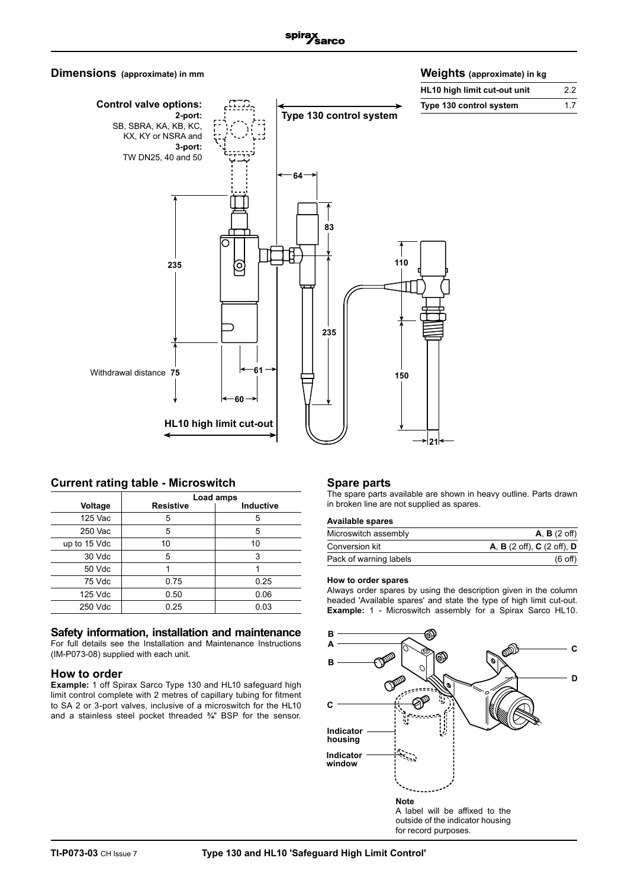## Dimensions (approximate) in mm

Control valve options:
2-port:
SB, SBRA, KA, KB, KC, KX, KY or NSRA and
3-port:
TW DN25, 40 and 50

Type 130 control system

64
83
110
235
235
150
Withdrawal distance 75
61
60
21

HL10 high limit cut-out

## Weights (approximate) in kg

| | |
|---|---|
| **HL10 high limit cut-out unit** | 2.2 |
| **Type 130 control system** | 1.7 |

## Current rating table - Microswitch

| | Load amps | |
|---|---|---|
| **Voltage** | **Resistive** | **Inductive** |
| 125 Vac | 5 | 5 |
| 250 Vac | 5 | 5 |
| up to 15 Vdc | 10 | 10 |
| 30 Vdc | 5 | 3 |
| 50 Vdc | 1 | 1 |
| 75 Vdc | 0.75 | 0.25 |
| 125 Vdc | 0.50 | 0.06 |
| 250 Vdc | 0.25 | 0.03 |

## Safety information, installation and maintenance

For full details see the Installation and Maintenance Instructions (IM-P073-08) supplied with each unit.

## How to order

**Example:** 1 off Spirax Sarco Type 130 and HL10 safeguard high limit control complete with 2 metres of capillary tubing for fitment to SA 2 or 3-port valves, inclusive of a microswitch for the HL10 and a stainless steel pocket threaded ¾" BSP for the sensor.

## Spare parts

The spare parts available are shown in heavy outline. Parts drawn in broken line are not supplied as spares.

**Available spares**

| | |
|---|---|
| Microswitch assembly | **A**, **B** (2 off) |
| Conversion kit | **A**, **B** (2 off), **C** (2 off), **D** |
| Pack of warning labels | (6 off) |

**How to order spares**

Always order spares by using the description given in the column headed 'Available spares' and state the type of high limit cut-out. **Example:** 1 - Microswitch assembly for a Spirax Sarco HL10.

B
A
B
C
C
D
Indicator housing
Indicator window

**Note**
A label will be affixed to the outside of the indicator housing for record purposes.